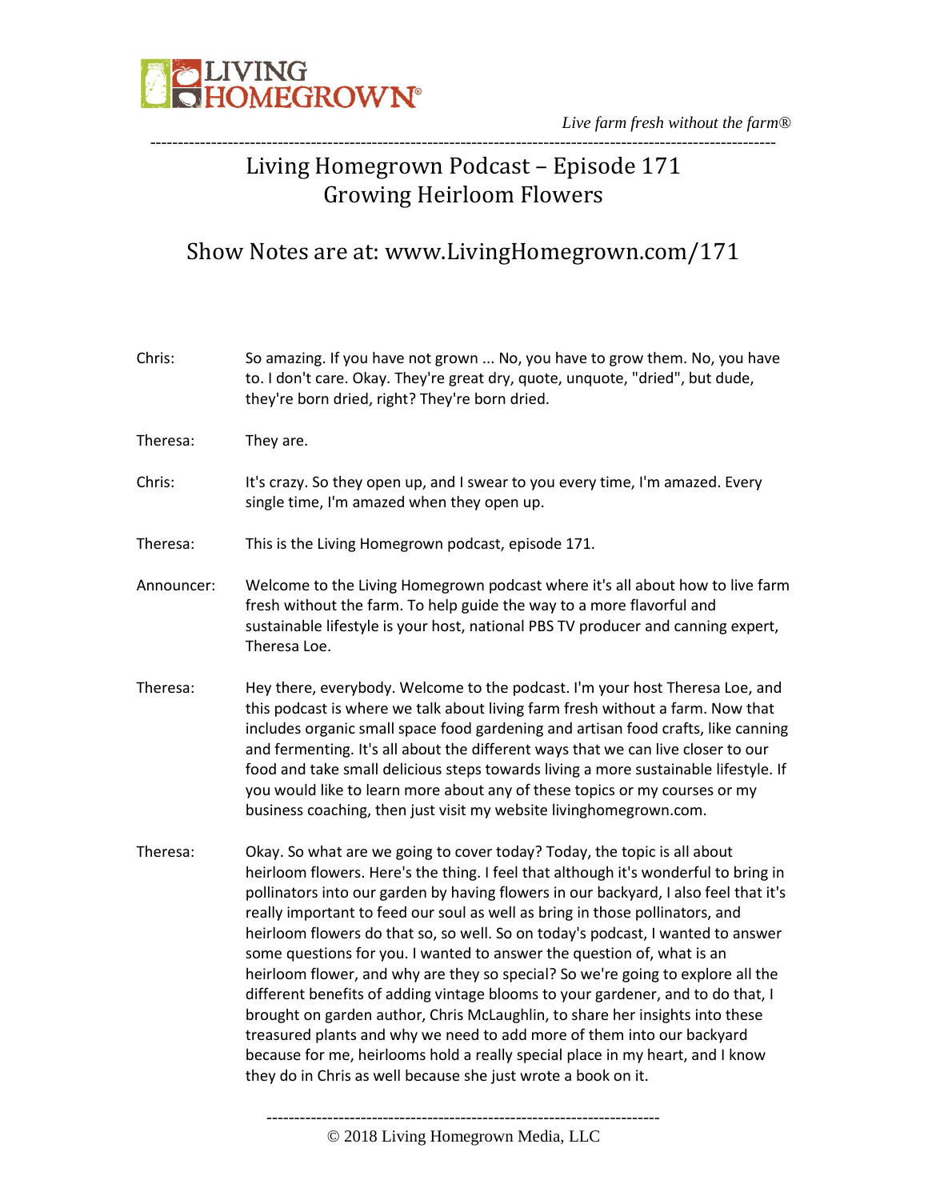*Live farm fresh without the farm®*

# Living Homegrown Podcast – Episode 171
# Growing Heirloom Flowers

## Show Notes are at: www.LivingHomegrown.com/171

Chris: So amazing. If you have not grown ... No, you have to grow them. No, you have to. I don't care. Okay. They're great dry, quote, unquote, "dried", but dude, they're born dried, right? They're born dried.

Theresa: They are.

Chris: It's crazy. So they open up, and I swear to you every time, I'm amazed. Every single time, I'm amazed when they open up.

Theresa: This is the Living Homegrown podcast, episode 171.

Announcer: Welcome to the Living Homegrown podcast where it's all about how to live farm fresh without the farm. To help guide the way to a more flavorful and sustainable lifestyle is your host, national PBS TV producer and canning expert, Theresa Loe.

Theresa: Hey there, everybody. Welcome to the podcast. I'm your host Theresa Loe, and this podcast is where we talk about living farm fresh without a farm. Now that includes organic small space food gardening and artisan food crafts, like canning and fermenting. It's all about the different ways that we can live closer to our food and take small delicious steps towards living a more sustainable lifestyle. If you would like to learn more about any of these topics or my courses or my business coaching, then just visit my website livinghomegrown.com.

Theresa: Okay. So what are we going to cover today? Today, the topic is all about heirloom flowers. Here's the thing. I feel that although it's wonderful to bring in pollinators into our garden by having flowers in our backyard, I also feel that it's really important to feed our soul as well as bring in those pollinators, and heirloom flowers do that so, so well. So on today's podcast, I wanted to answer some questions for you. I wanted to answer the question of, what is an heirloom flower, and why are they so special? So we're going to explore all the different benefits of adding vintage blooms to your gardener, and to do that, I brought on garden author, Chris McLaughlin, to share her insights into these treasured plants and why we need to add more of them into our backyard because for me, heirlooms hold a really special place in my heart, and I know they do in Chris as well because she just wrote a book on it.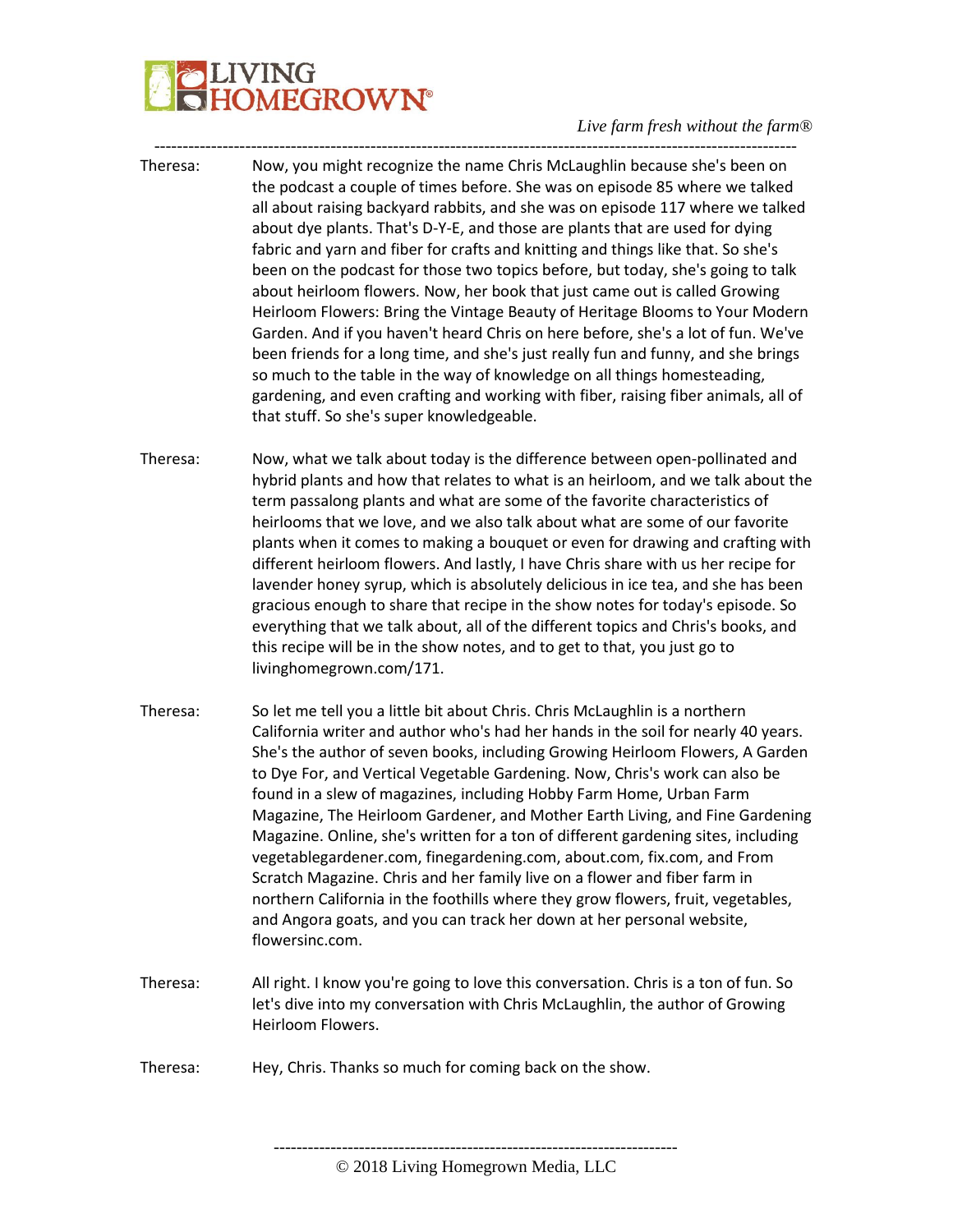Theresa: Now, you might recognize the name Chris McLaughlin because she's been on the podcast a couple of times before. She was on episode 85 where we talked all about raising backyard rabbits, and she was on episode 117 where we talked about dye plants. That's D-Y-E, and those are plants that are used for dying fabric and yarn and fiber for crafts and knitting and things like that. So she's been on the podcast for those two topics before, but today, she's going to talk about heirloom flowers. Now, her book that just came out is called Growing Heirloom Flowers: Bring the Vintage Beauty of Heritage Blooms to Your Modern Garden. And if you haven't heard Chris on here before, she's a lot of fun. We've been friends for a long time, and she's just really fun and funny, and she brings so much to the table in the way of knowledge on all things homesteading, gardening, and even crafting and working with fiber, raising fiber animals, all of that stuff. So she's super knowledgeable.

Theresa: Now, what we talk about today is the difference between open-pollinated and hybrid plants and how that relates to what is an heirloom, and we talk about the term passalong plants and what are some of the favorite characteristics of heirlooms that we love, and we also talk about what are some of our favorite plants when it comes to making a bouquet or even for drawing and crafting with different heirloom flowers. And lastly, I have Chris share with us her recipe for lavender honey syrup, which is absolutely delicious in ice tea, and she has been gracious enough to share that recipe in the show notes for today's episode. So everything that we talk about, all of the different topics and Chris's books, and this recipe will be in the show notes, and to get to that, you just go to livinghomegrown.com/171.

Theresa: So let me tell you a little bit about Chris. Chris McLaughlin is a northern California writer and author who's had her hands in the soil for nearly 40 years. She's the author of seven books, including Growing Heirloom Flowers, A Garden to Dye For, and Vertical Vegetable Gardening. Now, Chris's work can also be found in a slew of magazines, including Hobby Farm Home, Urban Farm Magazine, The Heirloom Gardener, and Mother Earth Living, and Fine Gardening Magazine. Online, she's written for a ton of different gardening sites, including vegetablegardener.com, finegardening.com, about.com, fix.com, and From Scratch Magazine. Chris and her family live on a flower and fiber farm in northern California in the foothills where they grow flowers, fruit, vegetables, and Angora goats, and you can track her down at her personal website, flowersinc.com.

Theresa: All right. I know you're going to love this conversation. Chris is a ton of fun. So let's dive into my conversation with Chris McLaughlin, the author of Growing Heirloom Flowers.

Theresa: Hey, Chris. Thanks so much for coming back on the show.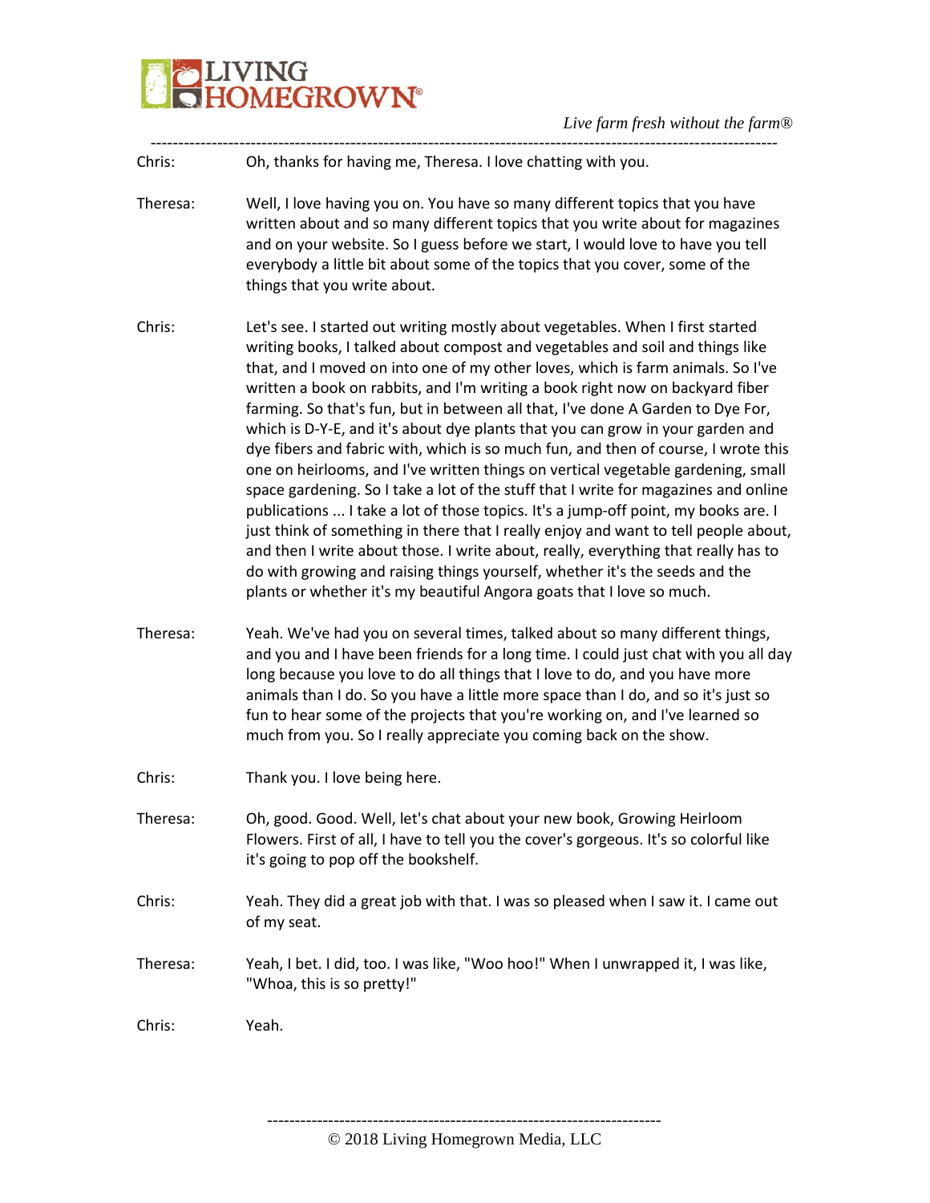Chris: Oh, thanks for having me, Theresa. I love chatting with you.

Theresa: Well, I love having you on. You have so many different topics that you have written about and so many different topics that you write about for magazines and on your website. So I guess before we start, I would love to have you tell everybody a little bit about some of the topics that you cover, some of the things that you write about.

Chris: Let's see. I started out writing mostly about vegetables. When I first started writing books, I talked about compost and vegetables and soil and things like that, and I moved on into one of my other loves, which is farm animals. So I've written a book on rabbits, and I'm writing a book right now on backyard fiber farming. So that's fun, but in between all that, I've done A Garden to Dye For, which is D-Y-E, and it's about dye plants that you can grow in your garden and dye fibers and fabric with, which is so much fun, and then of course, I wrote this one on heirlooms, and I've written things on vertical vegetable gardening, small space gardening. So I take a lot of the stuff that I write for magazines and online publications ... I take a lot of those topics. It's a jump-off point, my books are. I just think of something in there that I really enjoy and want to tell people about, and then I write about those. I write about, really, everything that really has to do with growing and raising things yourself, whether it's the seeds and the plants or whether it's my beautiful Angora goats that I love so much.

Theresa: Yeah. We've had you on several times, talked about so many different things, and you and I have been friends for a long time. I could just chat with you all day long because you love to do all things that I love to do, and you have more animals than I do. So you have a little more space than I do, and so it's just so fun to hear some of the projects that you're working on, and I've learned so much from you. So I really appreciate you coming back on the show.

Chris: Thank you. I love being here.

Theresa: Oh, good. Good. Well, let's chat about your new book, Growing Heirloom Flowers. First of all, I have to tell you the cover's gorgeous. It's so colorful like it's going to pop off the bookshelf.

Chris: Yeah. They did a great job with that. I was so pleased when I saw it. I came out of my seat.

Theresa: Yeah, I bet. I did, too. I was like, "Woo hoo!" When I unwrapped it, I was like, "Whoa, this is so pretty!"

Chris: Yeah.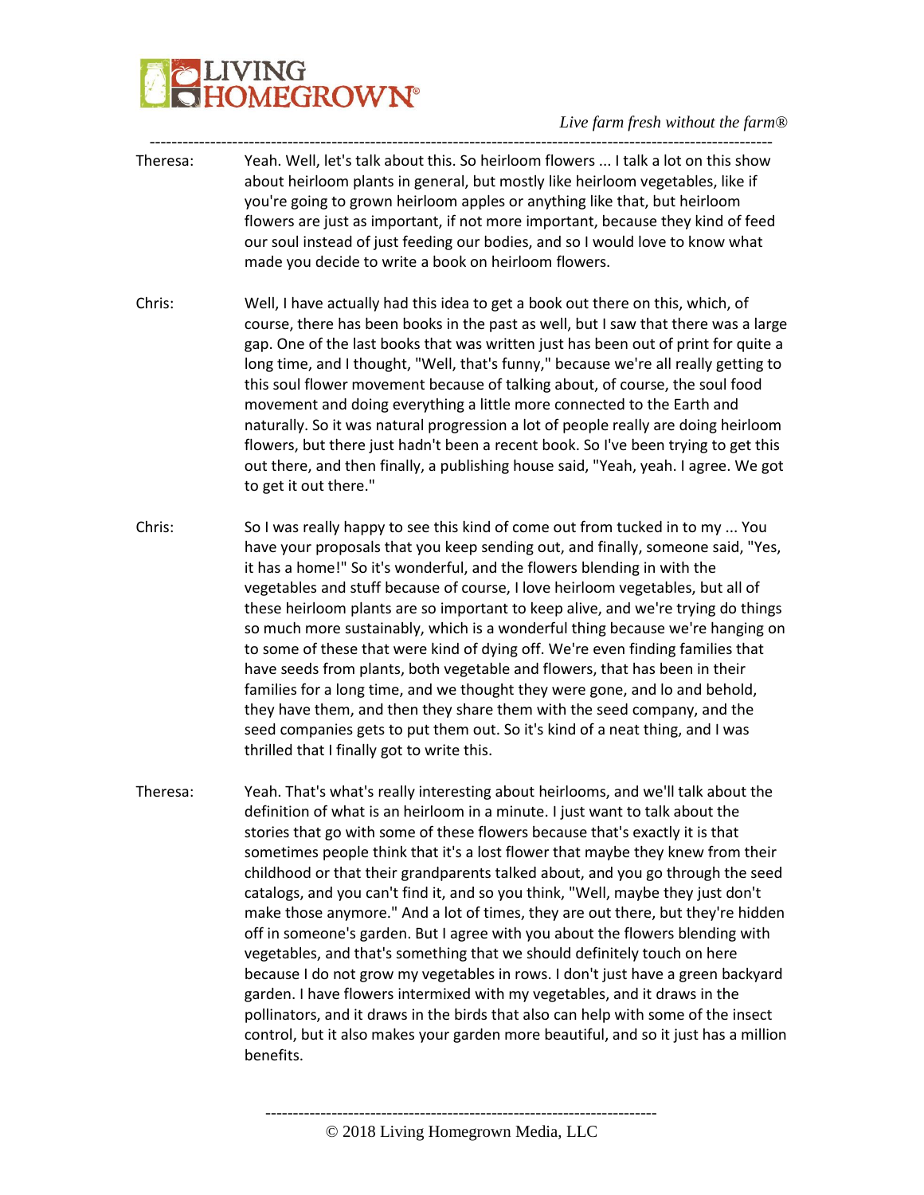Theresa: Yeah. Well, let's talk about this. So heirloom flowers ... I talk a lot on this show about heirloom plants in general, but mostly like heirloom vegetables, like if you're going to grown heirloom apples or anything like that, but heirloom flowers are just as important, if not more important, because they kind of feed our soul instead of just feeding our bodies, and so I would love to know what made you decide to write a book on heirloom flowers.

Chris: Well, I have actually had this idea to get a book out there on this, which, of course, there has been books in the past as well, but I saw that there was a large gap. One of the last books that was written just has been out of print for quite a long time, and I thought, "Well, that's funny," because we're all really getting to this soul flower movement because of talking about, of course, the soul food movement and doing everything a little more connected to the Earth and naturally. So it was natural progression a lot of people really are doing heirloom flowers, but there just hadn't been a recent book. So I've been trying to get this out there, and then finally, a publishing house said, "Yeah, yeah. I agree. We got to get it out there."

Chris: So I was really happy to see this kind of come out from tucked in to my ... You have your proposals that you keep sending out, and finally, someone said, "Yes, it has a home!" So it's wonderful, and the flowers blending in with the vegetables and stuff because of course, I love heirloom vegetables, but all of these heirloom plants are so important to keep alive, and we're trying do things so much more sustainably, which is a wonderful thing because we're hanging on to some of these that were kind of dying off. We're even finding families that have seeds from plants, both vegetable and flowers, that has been in their families for a long time, and we thought they were gone, and lo and behold, they have them, and then they share them with the seed company, and the seed companies gets to put them out. So it's kind of a neat thing, and I was thrilled that I finally got to write this.

Theresa: Yeah. That's what's really interesting about heirlooms, and we'll talk about the definition of what is an heirloom in a minute. I just want to talk about the stories that go with some of these flowers because that's exactly it is that sometimes people think that it's a lost flower that maybe they knew from their childhood or that their grandparents talked about, and you go through the seed catalogs, and you can't find it, and so you think, "Well, maybe they just don't make those anymore." And a lot of times, they are out there, but they're hidden off in someone's garden. But I agree with you about the flowers blending with vegetables, and that's something that we should definitely touch on here because I do not grow my vegetables in rows. I don't just have a green backyard garden. I have flowers intermixed with my vegetables, and it draws in the pollinators, and it draws in the birds that also can help with some of the insect control, but it also makes your garden more beautiful, and so it just has a million benefits.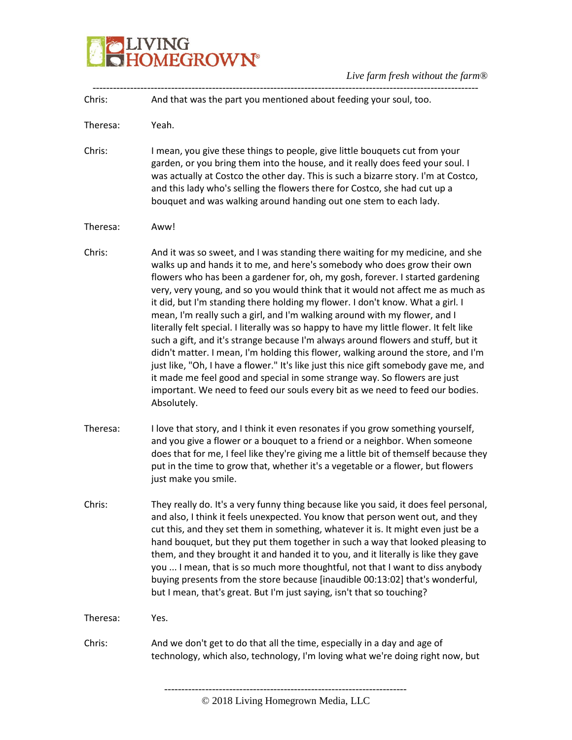Chris: And that was the part you mentioned about feeding your soul, too.

Theresa: Yeah.

Chris: I mean, you give these things to people, give little bouquets cut from your garden, or you bring them into the house, and it really does feed your soul. I was actually at Costco the other day. This is such a bizarre story. I'm at Costco, and this lady who's selling the flowers there for Costco, she had cut up a bouquet and was walking around handing out one stem to each lady.

Theresa: Aww!

Chris: And it was so sweet, and I was standing there waiting for my medicine, and she walks up and hands it to me, and here's somebody who does grow their own flowers who has been a gardener for, oh, my gosh, forever. I started gardening very, very young, and so you would think that it would not affect me as much as it did, but I'm standing there holding my flower. I don't know. What a girl. I mean, I'm really such a girl, and I'm walking around with my flower, and I literally felt special. I literally was so happy to have my little flower. It felt like such a gift, and it's strange because I'm always around flowers and stuff, but it didn't matter. I mean, I'm holding this flower, walking around the store, and I'm just like, "Oh, I have a flower." It's like just this nice gift somebody gave me, and it made me feel good and special in some strange way. So flowers are just important. We need to feed our souls every bit as we need to feed our bodies. Absolutely.

Theresa: I love that story, and I think it even resonates if you grow something yourself, and you give a flower or a bouquet to a friend or a neighbor. When someone does that for me, I feel like they're giving me a little bit of themself because they put in the time to grow that, whether it's a vegetable or a flower, but flowers just make you smile.

Chris: They really do. It's a very funny thing because like you said, it does feel personal, and also, I think it feels unexpected. You know that person went out, and they cut this, and they set them in something, whatever it is. It might even just be a hand bouquet, but they put them together in such a way that looked pleasing to them, and they brought it and handed it to you, and it literally is like they gave you ... I mean, that is so much more thoughtful, not that I want to diss anybody buying presents from the store because [inaudible 00:13:02] that's wonderful, but I mean, that's great. But I'm just saying, isn't that so touching?

Theresa: Yes.

Chris: And we don't get to do that all the time, especially in a day and age of technology, which also, technology, I'm loving what we're doing right now, but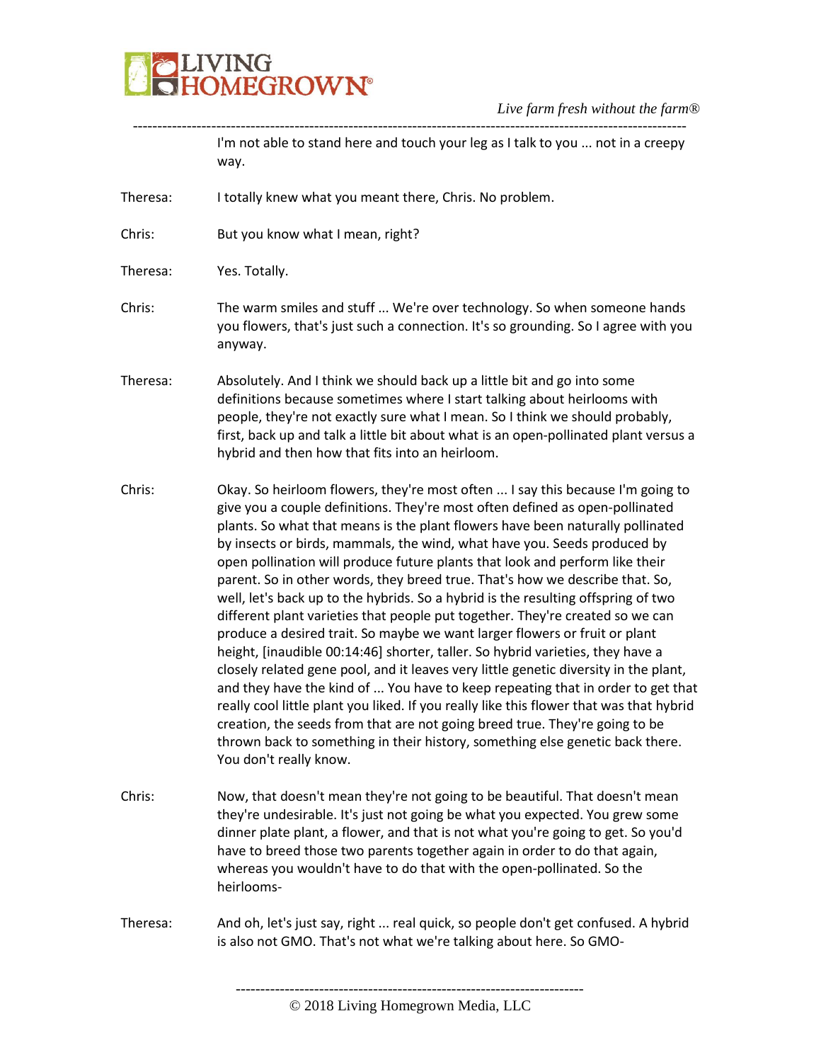I'm not able to stand here and touch your leg as I talk to you ... not in a creepy way.

Theresa: I totally knew what you meant there, Chris. No problem.

Chris: But you know what I mean, right?

Theresa: Yes. Totally.

Chris: The warm smiles and stuff ... We're over technology. So when someone hands you flowers, that's just such a connection. It's so grounding. So I agree with you anyway.

Theresa: Absolutely. And I think we should back up a little bit and go into some definitions because sometimes where I start talking about heirlooms with people, they're not exactly sure what I mean. So I think we should probably, first, back up and talk a little bit about what is an open-pollinated plant versus a hybrid and then how that fits into an heirloom.

Chris: Okay. So heirloom flowers, they're most often ... I say this because I'm going to give you a couple definitions. They're most often defined as open-pollinated plants. So what that means is the plant flowers have been naturally pollinated by insects or birds, mammals, the wind, what have you. Seeds produced by open pollination will produce future plants that look and perform like their parent. So in other words, they breed true. That's how we describe that. So, well, let's back up to the hybrids. So a hybrid is the resulting offspring of two different plant varieties that people put together. They're created so we can produce a desired trait. So maybe we want larger flowers or fruit or plant height, [inaudible 00:14:46] shorter, taller. So hybrid varieties, they have a closely related gene pool, and it leaves very little genetic diversity in the plant, and they have the kind of ... You have to keep repeating that in order to get that really cool little plant you liked. If you really like this flower that was that hybrid creation, the seeds from that are not going breed true. They're going to be thrown back to something in their history, something else genetic back there. You don't really know.

Chris: Now, that doesn't mean they're not going to be beautiful. That doesn't mean they're undesirable. It's just not going be what you expected. You grew some dinner plate plant, a flower, and that is not what you're going to get. So you'd have to breed those two parents together again in order to do that again, whereas you wouldn't have to do that with the open-pollinated. So the heirlooms-

Theresa: And oh, let's just say, right ... real quick, so people don't get confused. A hybrid is also not GMO. That's not what we're talking about here. So GMO-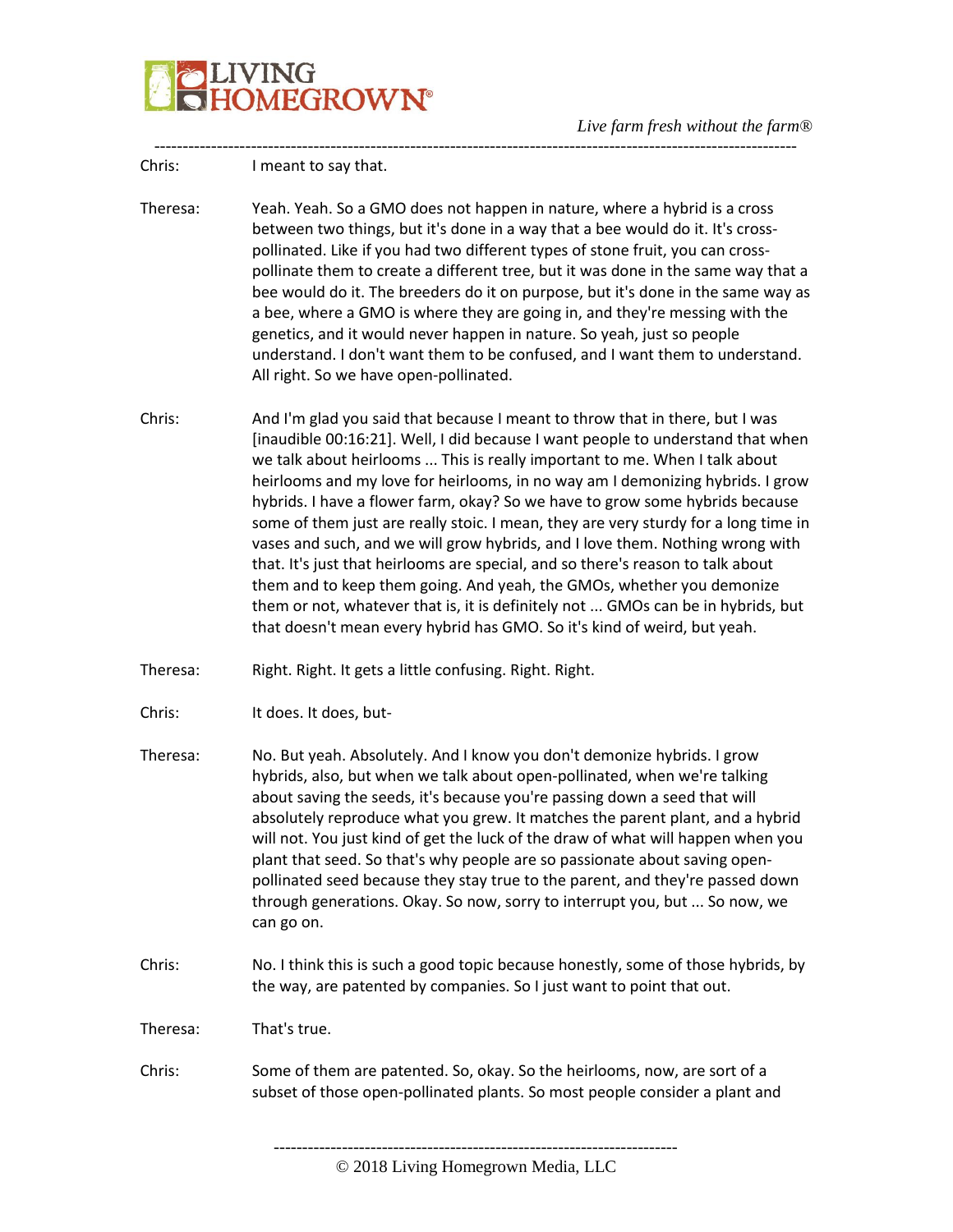Chris: I meant to say that.

Theresa: Yeah. Yeah. So a GMO does not happen in nature, where a hybrid is a cross between two things, but it's done in a way that a bee would do it. It's cross-pollinated. Like if you had two different types of stone fruit, you can cross-pollinate them to create a different tree, but it was done in the same way that a bee would do it. The breeders do it on purpose, but it's done in the same way as a bee, where a GMO is where they are going in, and they're messing with the genetics, and it would never happen in nature. So yeah, just so people understand. I don't want them to be confused, and I want them to understand. All right. So we have open-pollinated.

Chris: And I'm glad you said that because I meant to throw that in there, but I was [inaudible 00:16:21]. Well, I did because I want people to understand that when we talk about heirlooms ... This is really important to me. When I talk about heirlooms and my love for heirlooms, in no way am I demonizing hybrids. I grow hybrids. I have a flower farm, okay? So we have to grow some hybrids because some of them just are really stoic. I mean, they are very sturdy for a long time in vases and such, and we will grow hybrids, and I love them. Nothing wrong with that. It's just that heirlooms are special, and so there's reason to talk about them and to keep them going. And yeah, the GMOs, whether you demonize them or not, whatever that is, it is definitely not ... GMOs can be in hybrids, but that doesn't mean every hybrid has GMO. So it's kind of weird, but yeah.

Theresa: Right. Right. It gets a little confusing. Right. Right.

Chris: It does. It does, but-

Theresa: No. But yeah. Absolutely. And I know you don't demonize hybrids. I grow hybrids, also, but when we talk about open-pollinated, when we're talking about saving the seeds, it's because you're passing down a seed that will absolutely reproduce what you grew. It matches the parent plant, and a hybrid will not. You just kind of get the luck of the draw of what will happen when you plant that seed. So that's why people are so passionate about saving open-pollinated seed because they stay true to the parent, and they're passed down through generations. Okay. So now, sorry to interrupt you, but ... So now, we can go on.

Chris: No. I think this is such a good topic because honestly, some of those hybrids, by the way, are patented by companies. So I just want to point that out.

Theresa: That's true.

Chris: Some of them are patented. So, okay. So the heirlooms, now, are sort of a subset of those open-pollinated plants. So most people consider a plant and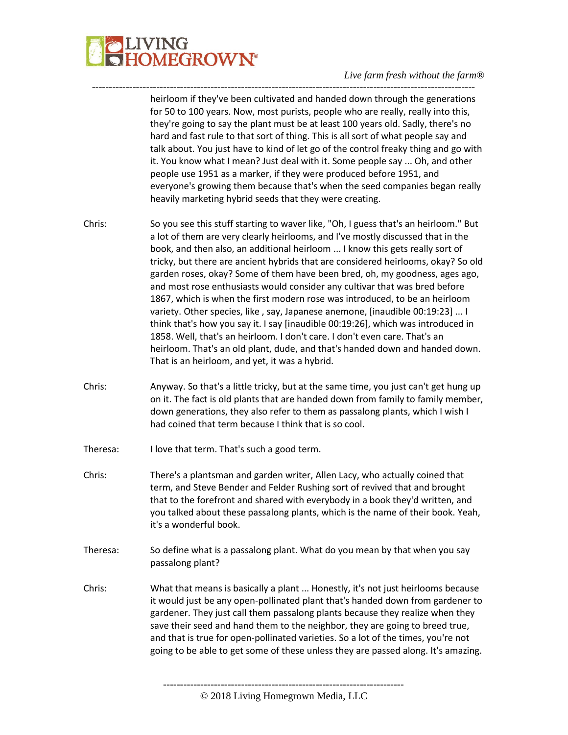heirloom if they've been cultivated and handed down through the generations for 50 to 100 years. Now, most purists, people who are really, really into this, they're going to say the plant must be at least 100 years old. Sadly, there's no hard and fast rule to that sort of thing. This is all sort of what people say and talk about. You just have to kind of let go of the control freaky thing and go with it. You know what I mean? Just deal with it. Some people say ... Oh, and other people use 1951 as a marker, if they were produced before 1951, and everyone's growing them because that's when the seed companies began really heavily marketing hybrid seeds that they were creating.

Chris: So you see this stuff starting to waver like, "Oh, I guess that's an heirloom." But a lot of them are very clearly heirlooms, and I've mostly discussed that in the book, and then also, an additional heirloom ... I know this gets really sort of tricky, but there are ancient hybrids that are considered heirlooms, okay? So old garden roses, okay? Some of them have been bred, oh, my goodness, ages ago, and most rose enthusiasts would consider any cultivar that was bred before 1867, which is when the first modern rose was introduced, to be an heirloom variety. Other species, like , say, Japanese anemone, [inaudible 00:19:23] ... I think that's how you say it. I say [inaudible 00:19:26], which was introduced in 1858. Well, that's an heirloom. I don't care. I don't even care. That's an heirloom. That's an old plant, dude, and that's handed down and handed down. That is an heirloom, and yet, it was a hybrid.

Chris: Anyway. So that's a little tricky, but at the same time, you just can't get hung up on it. The fact is old plants that are handed down from family to family member, down generations, they also refer to them as passalong plants, which I wish I had coined that term because I think that is so cool.

Theresa: I love that term. That's such a good term.

Chris: There's a plantsman and garden writer, Allen Lacy, who actually coined that term, and Steve Bender and Felder Rushing sort of revived that and brought that to the forefront and shared with everybody in a book they'd written, and you talked about these passalong plants, which is the name of their book. Yeah, it's a wonderful book.

Theresa: So define what is a passalong plant. What do you mean by that when you say passalong plant?

Chris: What that means is basically a plant ... Honestly, it's not just heirlooms because it would just be any open-pollinated plant that's handed down from gardener to gardener. They just call them passalong plants because they realize when they save their seed and hand them to the neighbor, they are going to breed true, and that is true for open-pollinated varieties. So a lot of the times, you're not going to be able to get some of these unless they are passed along. It's amazing.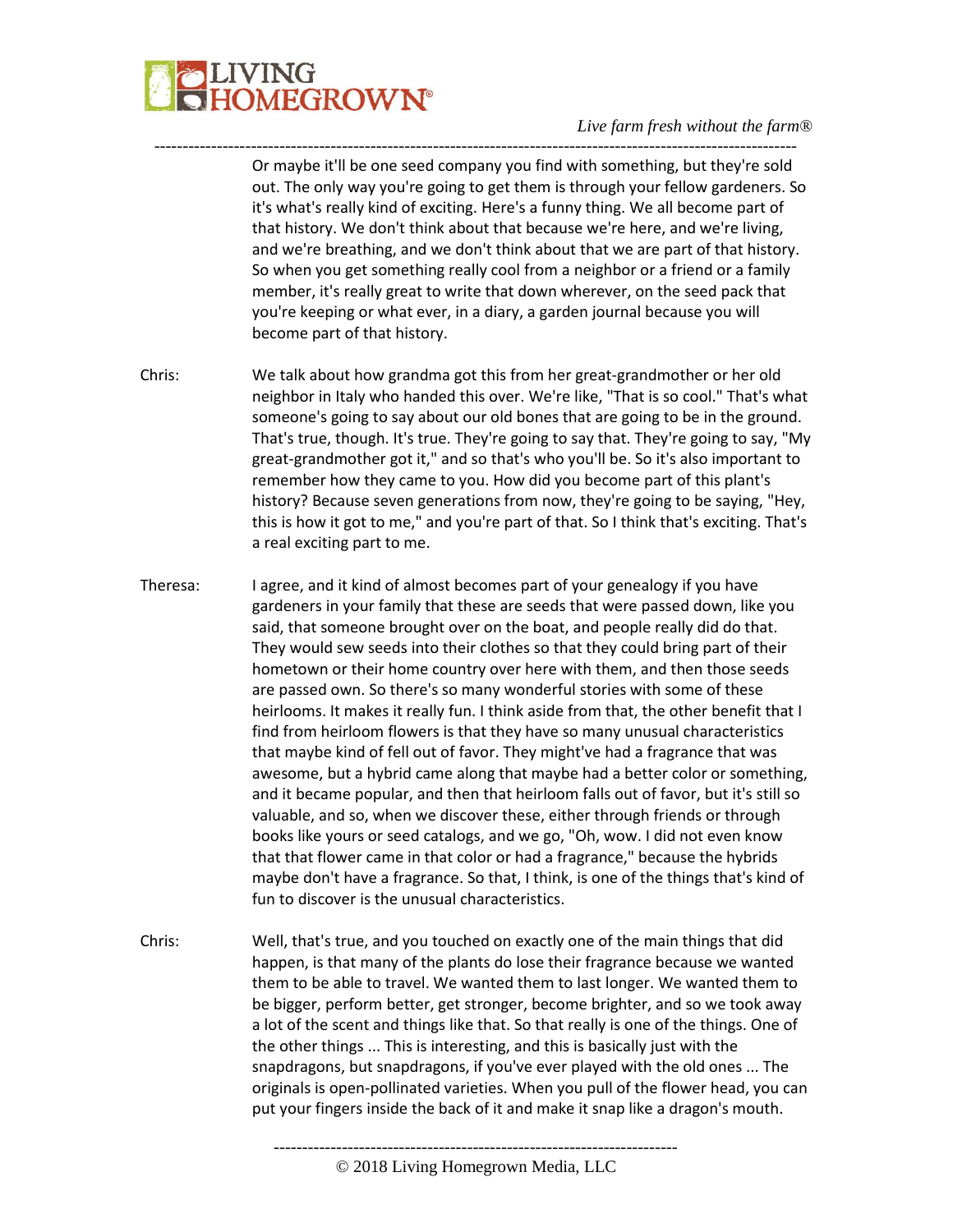Or maybe it'll be one seed company you find with something, but they're sold out. The only way you're going to get them is through your fellow gardeners. So it's what's really kind of exciting. Here's a funny thing. We all become part of that history. We don't think about that because we're here, and we're living, and we're breathing, and we don't think about that we are part of that history. So when you get something really cool from a neighbor or a friend or a family member, it's really great to write that down wherever, on the seed pack that you're keeping or what ever, in a diary, a garden journal because you will become part of that history.

Chris: We talk about how grandma got this from her great-grandmother or her old neighbor in Italy who handed this over. We're like, "That is so cool." That's what someone's going to say about our old bones that are going to be in the ground. That's true, though. It's true. They're going to say that. They're going to say, "My great-grandmother got it," and so that's who you'll be. So it's also important to remember how they came to you. How did you become part of this plant's history? Because seven generations from now, they're going to be saying, "Hey, this is how it got to me," and you're part of that. So I think that's exciting. That's a real exciting part to me.

Theresa: I agree, and it kind of almost becomes part of your genealogy if you have gardeners in your family that these are seeds that were passed down, like you said, that someone brought over on the boat, and people really did do that. They would sew seeds into their clothes so that they could bring part of their hometown or their home country over here with them, and then those seeds are passed own. So there's so many wonderful stories with some of these heirlooms. It makes it really fun. I think aside from that, the other benefit that I find from heirloom flowers is that they have so many unusual characteristics that maybe kind of fell out of favor. They might've had a fragrance that was awesome, but a hybrid came along that maybe had a better color or something, and it became popular, and then that heirloom falls out of favor, but it's still so valuable, and so, when we discover these, either through friends or through books like yours or seed catalogs, and we go, "Oh, wow. I did not even know that that flower came in that color or had a fragrance," because the hybrids maybe don't have a fragrance. So that, I think, is one of the things that's kind of fun to discover is the unusual characteristics.

Chris: Well, that's true, and you touched on exactly one of the main things that did happen, is that many of the plants do lose their fragrance because we wanted them to be able to travel. We wanted them to last longer. We wanted them to be bigger, perform better, get stronger, become brighter, and so we took away a lot of the scent and things like that. So that really is one of the things. One of the other things ... This is interesting, and this is basically just with the snapdragons, but snapdragons, if you've ever played with the old ones ... The originals is open-pollinated varieties. When you pull of the flower head, you can put your fingers inside the back of it and make it snap like a dragon's mouth.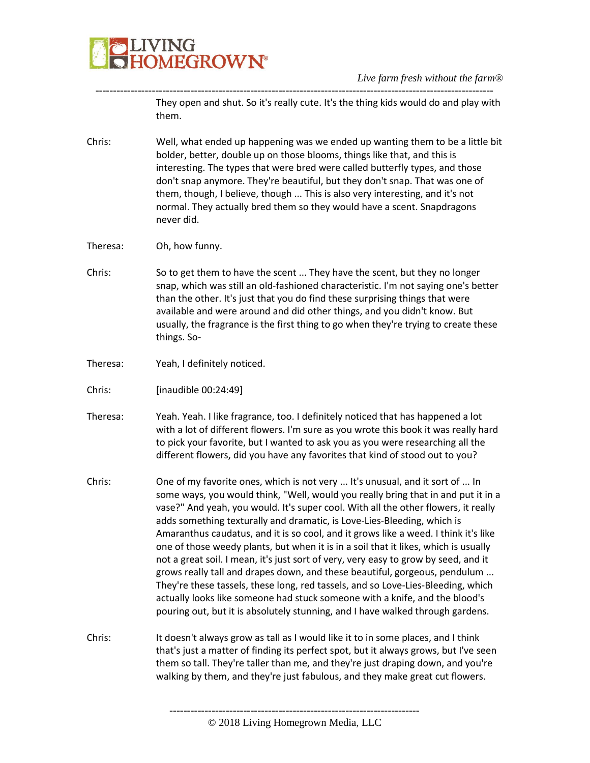They open and shut. So it's really cute. It's the thing kids would do and play with them.

Chris: Well, what ended up happening was we ended up wanting them to be a little bit bolder, better, double up on those blooms, things like that, and this is interesting. The types that were bred were called butterfly types, and those don't snap anymore. They're beautiful, but they don't snap. That was one of them, though, I believe, though ... This is also very interesting, and it's not normal. They actually bred them so they would have a scent. Snapdragons never did.

Theresa: Oh, how funny.

Chris: So to get them to have the scent ... They have the scent, but they no longer snap, which was still an old-fashioned characteristic. I'm not saying one's better than the other. It's just that you do find these surprising things that were available and were around and did other things, and you didn't know. But usually, the fragrance is the first thing to go when they're trying to create these things. So-

Theresa: Yeah, I definitely noticed.

Chris: [inaudible 00:24:49]

Theresa: Yeah. Yeah. I like fragrance, too. I definitely noticed that has happened a lot with a lot of different flowers. I'm sure as you wrote this book it was really hard to pick your favorite, but I wanted to ask you as you were researching all the different flowers, did you have any favorites that kind of stood out to you?

Chris: One of my favorite ones, which is not very ... It's unusual, and it sort of ... In some ways, you would think, "Well, would you really bring that in and put it in a vase?" And yeah, you would. It's super cool. With all the other flowers, it really adds something texturally and dramatic, is Love-Lies-Bleeding, which is Amaranthus caudatus, and it is so cool, and it grows like a weed. I think it's like one of those weedy plants, but when it is in a soil that it likes, which is usually not a great soil. I mean, it's just sort of very, very easy to grow by seed, and it grows really tall and drapes down, and these beautiful, gorgeous, pendulum ... They're these tassels, these long, red tassels, and so Love-Lies-Bleeding, which actually looks like someone had stuck someone with a knife, and the blood's pouring out, but it is absolutely stunning, and I have walked through gardens.

Chris: It doesn't always grow as tall as I would like it to in some places, and I think that's just a matter of finding its perfect spot, but it always grows, but I've seen them so tall. They're taller than me, and they're just draping down, and you're walking by them, and they're just fabulous, and they make great cut flowers.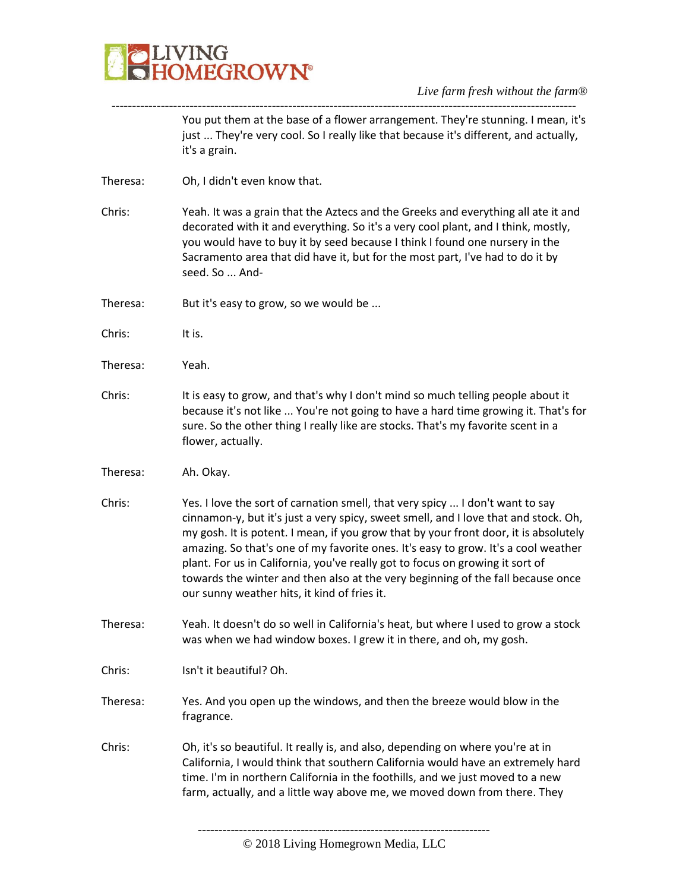You put them at the base of a flower arrangement. They're stunning. I mean, it's just ... They're very cool. So I really like that because it's different, and actually, it's a grain.

Theresa: Oh, I didn't even know that.

Chris: Yeah. It was a grain that the Aztecs and the Greeks and everything all ate it and decorated with it and everything. So it's a very cool plant, and I think, mostly, you would have to buy it by seed because I think I found one nursery in the Sacramento area that did have it, but for the most part, I've had to do it by seed. So ... And-

Theresa: But it's easy to grow, so we would be ...

Chris: It is.

Theresa: Yeah.

Chris: It is easy to grow, and that's why I don't mind so much telling people about it because it's not like ... You're not going to have a hard time growing it. That's for sure. So the other thing I really like are stocks. That's my favorite scent in a flower, actually.

Theresa: Ah. Okay.

Chris: Yes. I love the sort of carnation smell, that very spicy ... I don't want to say cinnamon-y, but it's just a very spicy, sweet smell, and I love that and stock. Oh, my gosh. It is potent. I mean, if you grow that by your front door, it is absolutely amazing. So that's one of my favorite ones. It's easy to grow. It's a cool weather plant. For us in California, you've really got to focus on growing it sort of towards the winter and then also at the very beginning of the fall because once our sunny weather hits, it kind of fries it.

Theresa: Yeah. It doesn't do so well in California's heat, but where I used to grow a stock was when we had window boxes. I grew it in there, and oh, my gosh.

Chris: Isn't it beautiful? Oh.

Theresa: Yes. And you open up the windows, and then the breeze would blow in the fragrance.

Chris: Oh, it's so beautiful. It really is, and also, depending on where you're at in California, I would think that southern California would have an extremely hard time. I'm in northern California in the foothills, and we just moved to a new farm, actually, and a little way above me, we moved down from there. They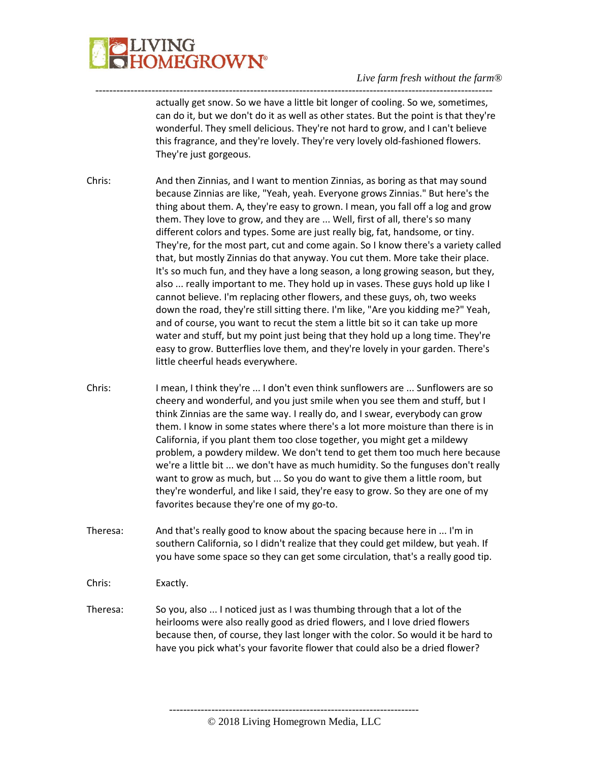actually get snow. So we have a little bit longer of cooling. So we, sometimes, can do it, but we don't do it as well as other states. But the point is that they're wonderful. They smell delicious. They're not hard to grow, and I can't believe this fragrance, and they're lovely. They're very lovely old-fashioned flowers. They're just gorgeous.

Chris: And then Zinnias, and I want to mention Zinnias, as boring as that may sound because Zinnias are like, "Yeah, yeah. Everyone grows Zinnias." But here's the thing about them. A, they're easy to grown. I mean, you fall off a log and grow them. They love to grow, and they are ... Well, first of all, there's so many different colors and types. Some are just really big, fat, handsome, or tiny. They're, for the most part, cut and come again. So I know there's a variety called that, but mostly Zinnias do that anyway. You cut them. More take their place. It's so much fun, and they have a long season, a long growing season, but they, also ... really important to me. They hold up in vases. These guys hold up like I cannot believe. I'm replacing other flowers, and these guys, oh, two weeks down the road, they're still sitting there. I'm like, "Are you kidding me?" Yeah, and of course, you want to recut the stem a little bit so it can take up more water and stuff, but my point just being that they hold up a long time. They're easy to grow. Butterflies love them, and they're lovely in your garden. There's little cheerful heads everywhere.

Chris: I mean, I think they're ... I don't even think sunflowers are ... Sunflowers are so cheery and wonderful, and you just smile when you see them and stuff, but I think Zinnias are the same way. I really do, and I swear, everybody can grow them. I know in some states where there's a lot more moisture than there is in California, if you plant them too close together, you might get a mildewy problem, a powdery mildew. We don't tend to get them too much here because we're a little bit ... we don't have as much humidity. So the funguses don't really want to grow as much, but ... So you do want to give them a little room, but they're wonderful, and like I said, they're easy to grow. So they are one of my favorites because they're one of my go-to.

Theresa: And that's really good to know about the spacing because here in ... I'm in southern California, so I didn't realize that they could get mildew, but yeah. If you have some space so they can get some circulation, that's a really good tip.

Chris: Exactly.

Theresa: So you, also ... I noticed just as I was thumbing through that a lot of the heirlooms were also really good as dried flowers, and I love dried flowers because then, of course, they last longer with the color. So would it be hard to have you pick what's your favorite flower that could also be a dried flower?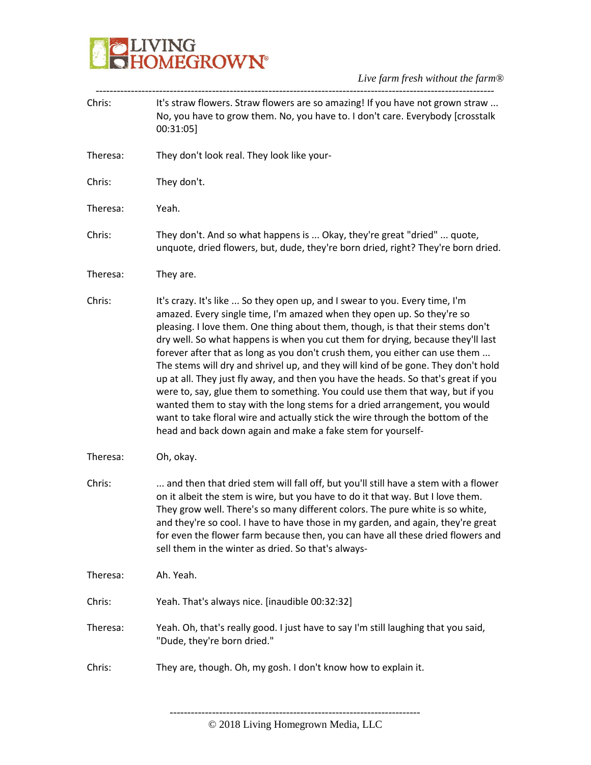**Chris:** It's straw flowers. Straw flowers are so amazing! If you have not grown straw ... No, you have to grow them. No, you have to. I don't care. Everybody [crosstalk 00:31:05]

**Theresa:** They don't look real. They look like your-

**Chris:** They don't.

**Theresa:** Yeah.

**Chris:** They don't. And so what happens is ... Okay, they're great "dried" ... quote, unquote, dried flowers, but, dude, they're born dried, right? They're born dried.

**Theresa:** They are.

**Chris:** It's crazy. It's like ... So they open up, and I swear to you. Every time, I'm amazed. Every single time, I'm amazed when they open up. So they're so pleasing. I love them. One thing about them, though, is that their stems don't dry well. So what happens is when you cut them for drying, because they'll last forever after that as long as you don't crush them, you either can use them ... The stems will dry and shrivel up, and they will kind of be gone. They don't hold up at all. They just fly away, and then you have the heads. So that's great if you were to, say, glue them to something. You could use them that way, but if you wanted them to stay with the long stems for a dried arrangement, you would want to take floral wire and actually stick the wire through the bottom of the head and back down again and make a fake stem for yourself-

**Theresa:** Oh, okay.

**Chris:** ... and then that dried stem will fall off, but you'll still have a stem with a flower on it albeit the stem is wire, but you have to do it that way. But I love them. They grow well. There's so many different colors. The pure white is so white, and they're so cool. I have to have those in my garden, and again, they're great for even the flower farm because then, you can have all these dried flowers and sell them in the winter as dried. So that's always-

**Theresa:** Ah. Yeah.

**Chris:** Yeah. That's always nice. [inaudible 00:32:32]

**Theresa:** Yeah. Oh, that's really good. I just have to say I'm still laughing that you said, "Dude, they're born dried."

**Chris:** They are, though. Oh, my gosh. I don't know how to explain it.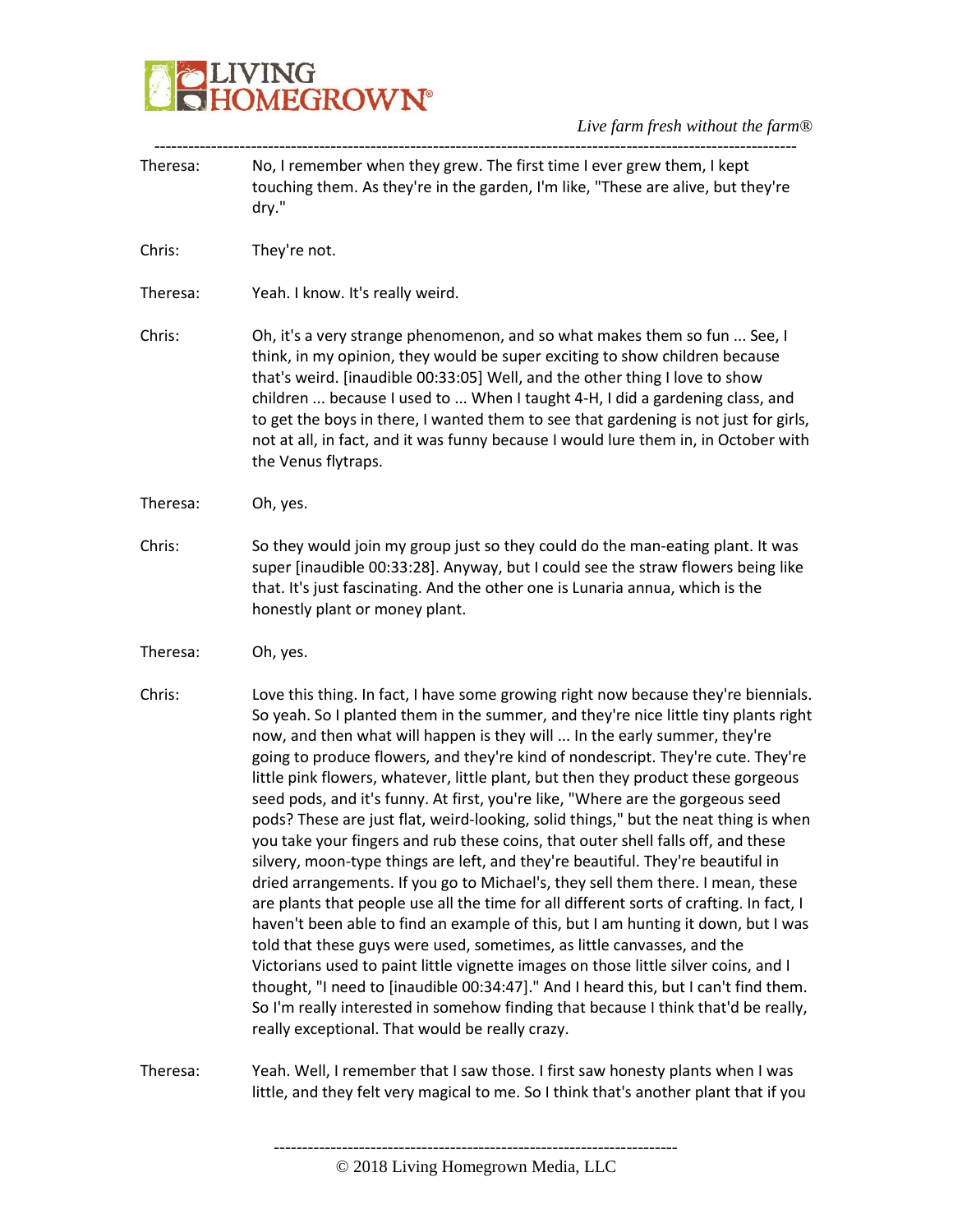Theresa: No, I remember when they grew. The first time I ever grew them, I kept touching them. As they're in the garden, I'm like, "These are alive, but they're dry."

Chris: They're not.

Theresa: Yeah. I know. It's really weird.

Chris: Oh, it's a very strange phenomenon, and so what makes them so fun ... See, I think, in my opinion, they would be super exciting to show children because that's weird. [inaudible 00:33:05] Well, and the other thing I love to show children ... because I used to ... When I taught 4-H, I did a gardening class, and to get the boys in there, I wanted them to see that gardening is not just for girls, not at all, in fact, and it was funny because I would lure them in, in October with the Venus flytraps.

Theresa: Oh, yes.

Chris: So they would join my group just so they could do the man-eating plant. It was super [inaudible 00:33:28]. Anyway, but I could see the straw flowers being like that. It's just fascinating. And the other one is Lunaria annua, which is the honestly plant or money plant.

Theresa: Oh, yes.

Chris: Love this thing. In fact, I have some growing right now because they're biennials. So yeah. So I planted them in the summer, and they're nice little tiny plants right now, and then what will happen is they will ... In the early summer, they're going to produce flowers, and they're kind of nondescript. They're cute. They're little pink flowers, whatever, little plant, but then they product these gorgeous seed pods, and it's funny. At first, you're like, "Where are the gorgeous seed pods? These are just flat, weird-looking, solid things," but the neat thing is when you take your fingers and rub these coins, that outer shell falls off, and these silvery, moon-type things are left, and they're beautiful. They're beautiful in dried arrangements. If you go to Michael's, they sell them there. I mean, these are plants that people use all the time for all different sorts of crafting. In fact, I haven't been able to find an example of this, but I am hunting it down, but I was told that these guys were used, sometimes, as little canvasses, and the Victorians used to paint little vignette images on those little silver coins, and I thought, "I need to [inaudible 00:34:47]." And I heard this, but I can't find them. So I'm really interested in somehow finding that because I think that'd be really, really exceptional. That would be really crazy.

Theresa: Yeah. Well, I remember that I saw those. I first saw honesty plants when I was little, and they felt very magical to me. So I think that's another plant that if you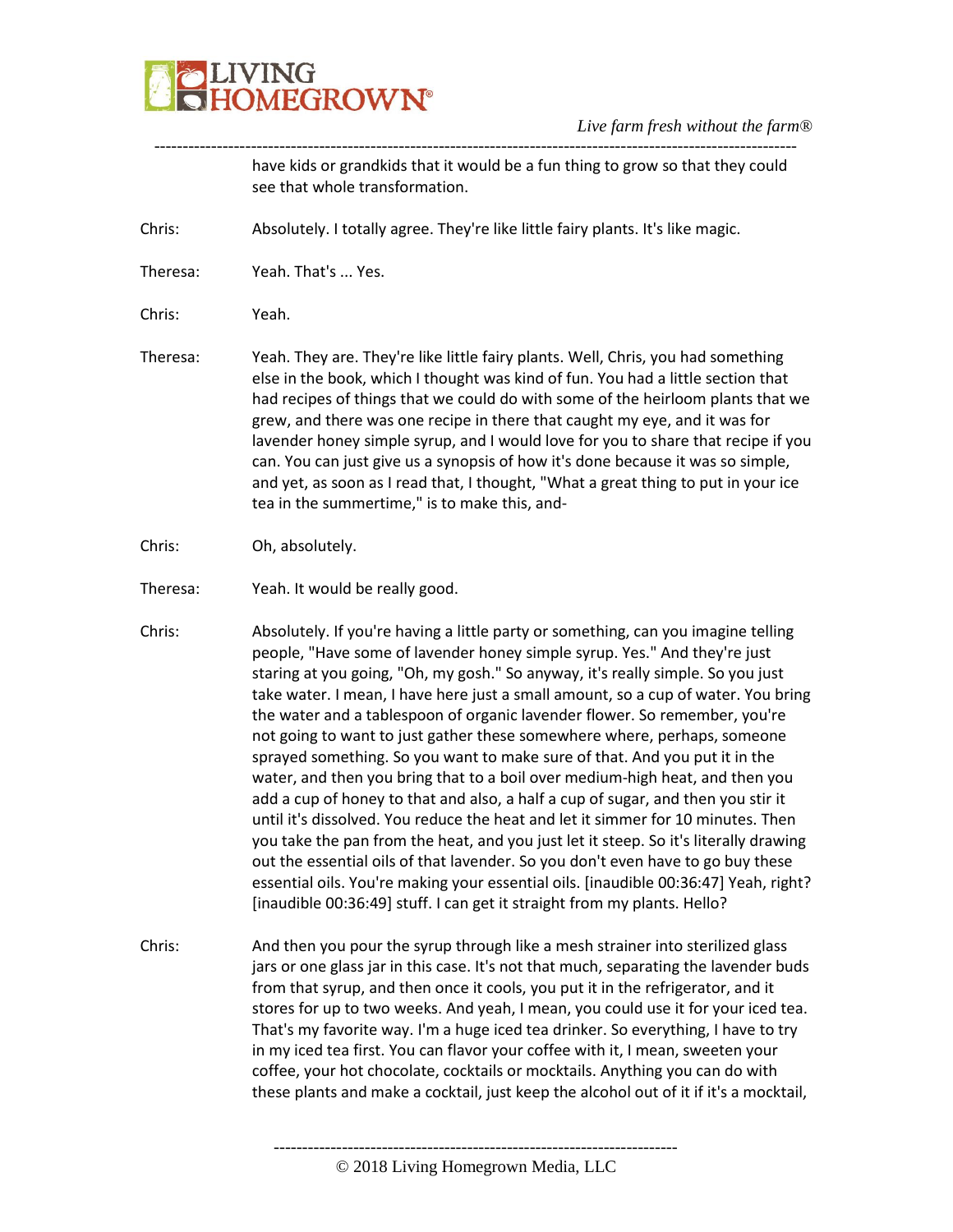have kids or grandkids that it would be a fun thing to grow so that they could see that whole transformation.

Chris: Absolutely. I totally agree. They're like little fairy plants. It's like magic.

Theresa: Yeah. That's ... Yes.

Chris: Yeah.

Theresa: Yeah. They are. They're like little fairy plants. Well, Chris, you had something else in the book, which I thought was kind of fun. You had a little section that had recipes of things that we could do with some of the heirloom plants that we grew, and there was one recipe in there that caught my eye, and it was for lavender honey simple syrup, and I would love for you to share that recipe if you can. You can just give us a synopsis of how it's done because it was so simple, and yet, as soon as I read that, I thought, "What a great thing to put in your ice tea in the summertime," is to make this, and-

Chris: Oh, absolutely.

Theresa: Yeah. It would be really good.

Chris: Absolutely. If you're having a little party or something, can you imagine telling people, "Have some of lavender honey simple syrup. Yes." And they're just staring at you going, "Oh, my gosh." So anyway, it's really simple. So you just take water. I mean, I have here just a small amount, so a cup of water. You bring the water and a tablespoon of organic lavender flower. So remember, you're not going to want to just gather these somewhere where, perhaps, someone sprayed something. So you want to make sure of that. And you put it in the water, and then you bring that to a boil over medium-high heat, and then you add a cup of honey to that and also, a half a cup of sugar, and then you stir it until it's dissolved. You reduce the heat and let it simmer for 10 minutes. Then you take the pan from the heat, and you just let it steep. So it's literally drawing out the essential oils of that lavender. So you don't even have to go buy these essential oils. You're making your essential oils. [inaudible 00:36:47] Yeah, right? [inaudible 00:36:49] stuff. I can get it straight from my plants. Hello?

Chris: And then you pour the syrup through like a mesh strainer into sterilized glass jars or one glass jar in this case. It's not that much, separating the lavender buds from that syrup, and then once it cools, you put it in the refrigerator, and it stores for up to two weeks. And yeah, I mean, you could use it for your iced tea. That's my favorite way. I'm a huge iced tea drinker. So everything, I have to try in my iced tea first. You can flavor your coffee with it, I mean, sweeten your coffee, your hot chocolate, cocktails or mocktails. Anything you can do with these plants and make a cocktail, just keep the alcohol out of it if it's a mocktail,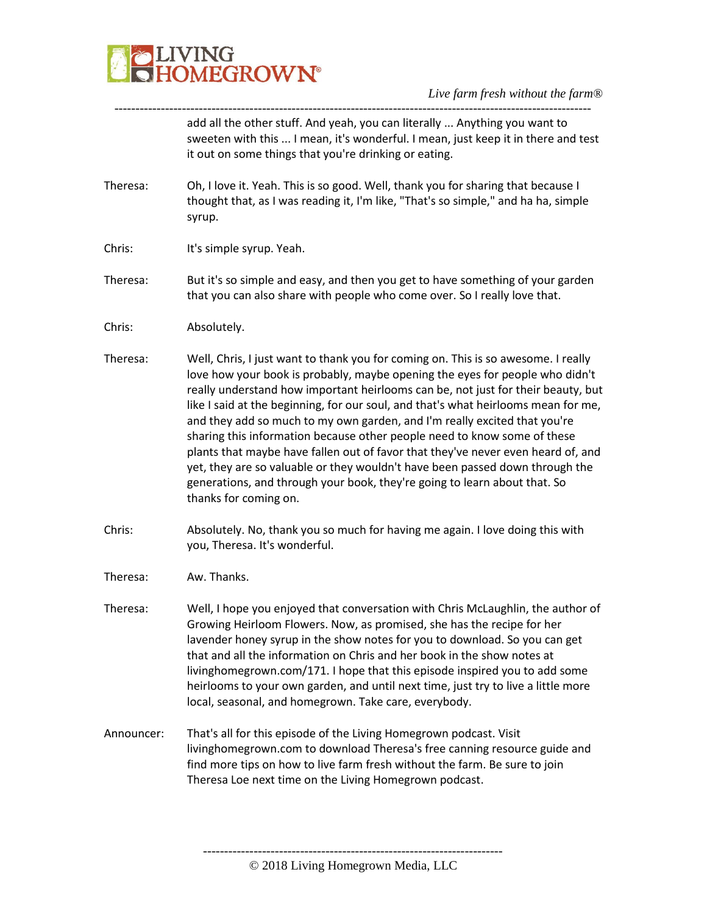add all the other stuff. And yeah, you can literally ... Anything you want to sweeten with this ... I mean, it's wonderful. I mean, just keep it in there and test it out on some things that you're drinking or eating.

Theresa: Oh, I love it. Yeah. This is so good. Well, thank you for sharing that because I thought that, as I was reading it, I'm like, "That's so simple," and ha ha, simple syrup.

Chris: It's simple syrup. Yeah.

Theresa: But it's so simple and easy, and then you get to have something of your garden that you can also share with people who come over. So I really love that.

Chris: Absolutely.

Theresa: Well, Chris, I just want to thank you for coming on. This is so awesome. I really love how your book is probably, maybe opening the eyes for people who didn't really understand how important heirlooms can be, not just for their beauty, but like I said at the beginning, for our soul, and that's what heirlooms mean for me, and they add so much to my own garden, and I'm really excited that you're sharing this information because other people need to know some of these plants that maybe have fallen out of favor that they've never even heard of, and yet, they are so valuable or they wouldn't have been passed down through the generations, and through your book, they're going to learn about that. So thanks for coming on.

Chris: Absolutely. No, thank you so much for having me again. I love doing this with you, Theresa. It's wonderful.

Theresa: Aw. Thanks.

Theresa: Well, I hope you enjoyed that conversation with Chris McLaughlin, the author of Growing Heirloom Flowers. Now, as promised, she has the recipe for her lavender honey syrup in the show notes for you to download. So you can get that and all the information on Chris and her book in the show notes at livinghomegrown.com/171. I hope that this episode inspired you to add some heirlooms to your own garden, and until next time, just try to live a little more local, seasonal, and homegrown. Take care, everybody.

Announcer: That's all for this episode of the Living Homegrown podcast. Visit livinghomegrown.com to download Theresa's free canning resource guide and find more tips on how to live farm fresh without the farm. Be sure to join Theresa Loe next time on the Living Homegrown podcast.